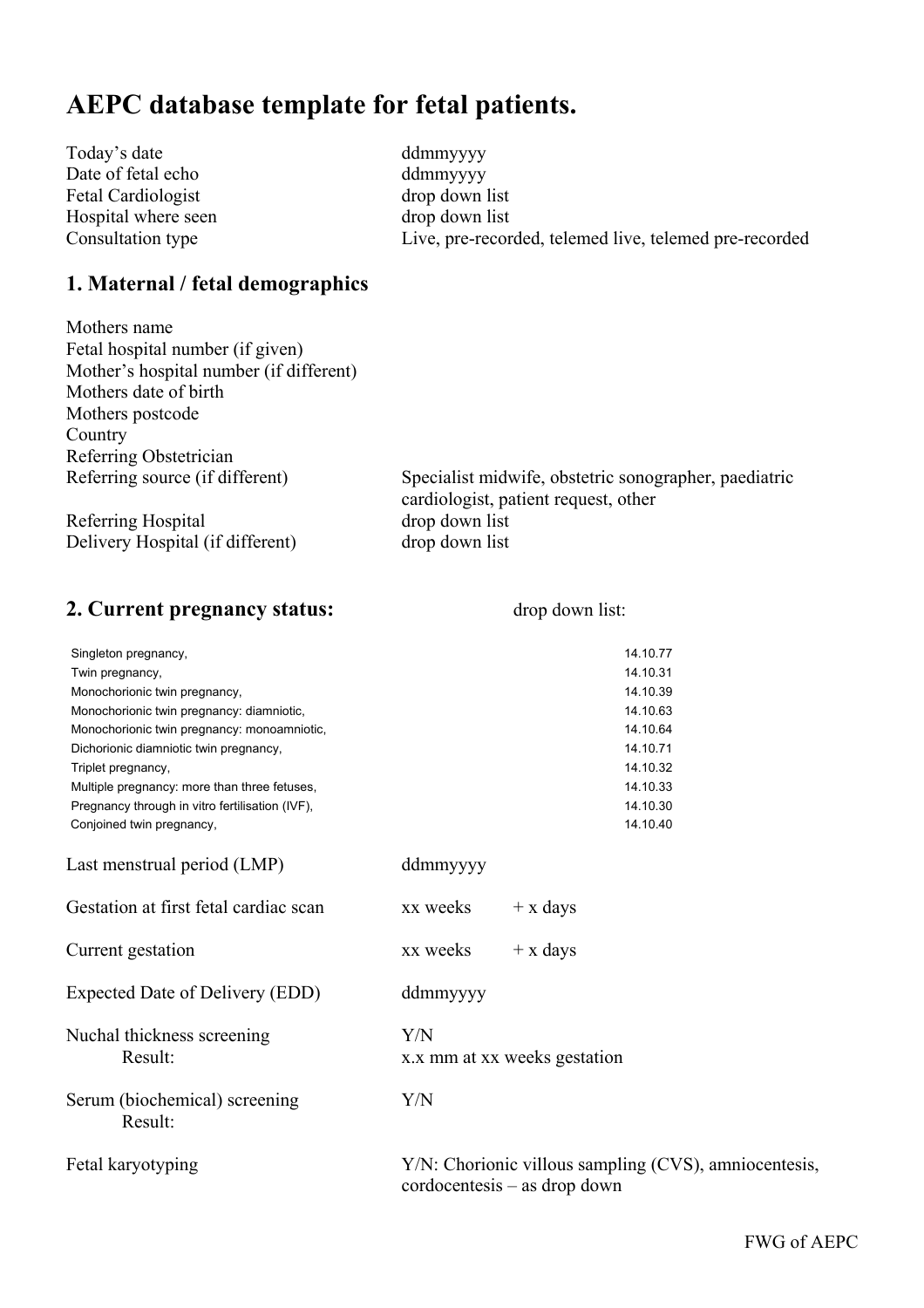# AEPC database template for fetal patients.

| | |
|---|---|
| Today's date | ddmmyyyy |
| Date of fetal echo | ddmmyyyy |
| Fetal Cardiologist | drop down list |
| Hospital where seen | drop down list |
| Consultation type | Live, pre-recorded, telemed live, telemed pre-recorded |

## 1. Maternal / fetal demographics

| | |
|---|---|
| Mothers name | |
| Fetal hospital number (if given) | |
| Mother's hospital number (if different) | |
| Mothers date of birth | |
| Mothers postcode | |
| Country | |
| Referring Obstetrician | |
| Referring source (if different) | Specialist midwife, obstetric sonographer, paediatric cardiologist, patient request, other |
| Referring Hospital | drop down list |
| Delivery Hospital (if different) | drop down list |

## 2. Current pregnancy status:

drop down list:

| | |
|---|---|
| Singleton pregnancy, | 14.10.77 |
| Twin pregnancy, | 14.10.31 |
| Monochorionic twin pregnancy, | 14.10.39 |
| Monochorionic twin pregnancy: diamniotic, | 14.10.63 |
| Monochorionic twin pregnancy: monoamniotic, | 14.10.64 |
| Dichorionic diamniotic twin pregnancy, | 14.10.71 |
| Triplet pregnancy, | 14.10.32 |
| Multiple pregnancy: more than three fetuses, | 14.10.33 |
| Pregnancy through in vitro fertilisation (IVF), | 14.10.30 |
| Conjoined twin pregnancy, | 14.10.40 |

| | |
|---|---|
| Last menstrual period (LMP) | ddmmyyyy |
| Gestation at first fetal cardiac scan | xx weeks + x days |
| Current gestation | xx weeks + x days |
| Expected Date of Delivery (EDD) | ddmmyyyy |
| Nuchal thickness screening | Y/N |
| Result: | x.x mm at xx weeks gestation |
| Serum (biochemical) screening | Y/N |
| Result: | |
| Fetal karyotyping | Y/N: Chorionic villous sampling (CVS), amniocentesis, cordocentesis – as drop down |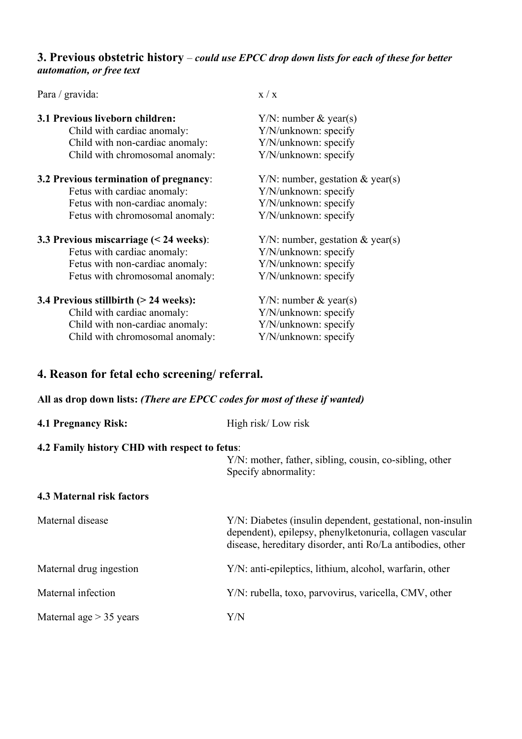## 3. Previous obstetric history – *could use EPCC drop down lists for each of these for better automation, or free text*

| | |
|---|---|
| Para / gravida: | x / x |
| **3.1 Previous liveborn children:** | Y/N: number & year(s) |
| Child with cardiac anomaly: | Y/N/unknown: specify |
| Child with non-cardiac anomaly: | Y/N/unknown: specify |
| Child with chromosomal anomaly: | Y/N/unknown: specify |
| **3.2 Previous termination of pregnancy**: | Y/N: number, gestation & year(s) |
| Fetus with cardiac anomaly: | Y/N/unknown: specify |
| Fetus with non-cardiac anomaly: | Y/N/unknown: specify |
| Fetus with chromosomal anomaly: | Y/N/unknown: specify |
| **3.3 Previous miscarriage (< 24 weeks)**: | Y/N: number, gestation & year(s) |
| Fetus with cardiac anomaly: | Y/N/unknown: specify |
| Fetus with non-cardiac anomaly: | Y/N/unknown: specify |
| Fetus with chromosomal anomaly: | Y/N/unknown: specify |
| **3.4 Previous stillbirth (> 24 weeks):** | Y/N: number & year(s) |
| Child with cardiac anomaly: | Y/N/unknown: specify |
| Child with non-cardiac anomaly: | Y/N/unknown: specify |
| Child with chromosomal anomaly: | Y/N/unknown: specify |

## 4. Reason for fetal echo screening/ referral.

**All as drop down lists:** ***(There are EPCC codes for most of these if wanted)***

**4.1 Pregnancy Risk:** High risk/ Low risk

**4.2 Family history CHD with respect to fetus**:

Y/N: mother, father, sibling, cousin, co-sibling, other
Specify abnormality:

**4.3 Maternal risk factors**

| | |
|---|---|
| Maternal disease | Y/N: Diabetes (insulin dependent, gestational, non-insulin dependent), epilepsy, phenylketonuria, collagen vascular disease, hereditary disorder, anti Ro/La antibodies, other |
| Maternal drug ingestion | Y/N: anti-epileptics, lithium, alcohol, warfarin, other |
| Maternal infection | Y/N: rubella, toxo, parvovirus, varicella, CMV, other |
| Maternal age > 35 years | Y/N |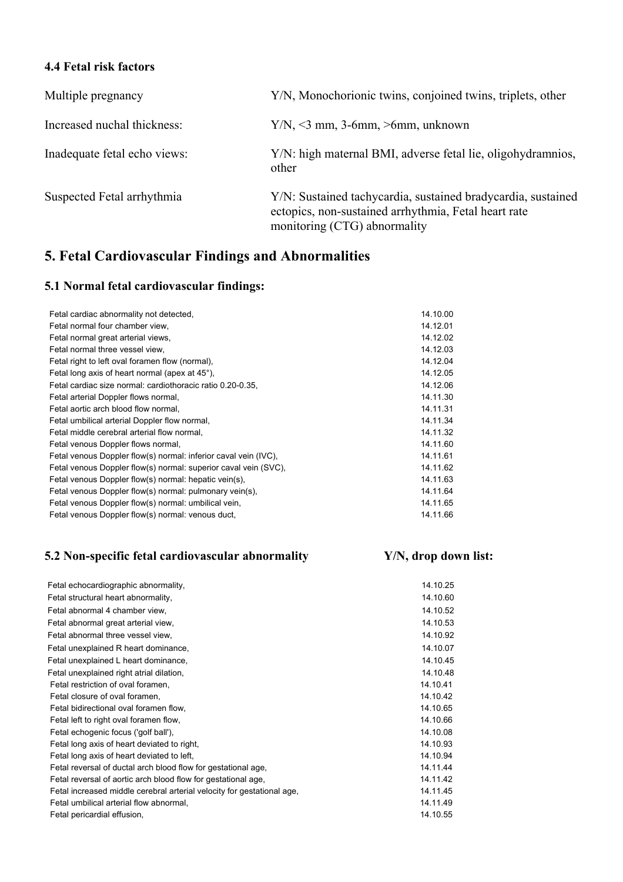### 4.4 Fetal risk factors

| | |
|---|---|
| Multiple pregnancy | Y/N, Monochorionic twins, conjoined twins, triplets, other |
| Increased nuchal thickness: | Y/N, <3 mm, 3-6mm, >6mm, unknown |
| Inadequate fetal echo views: | Y/N: high maternal BMI, adverse fetal lie, oligohydramnios, other |
| Suspected Fetal arrhythmia | Y/N: Sustained tachycardia, sustained bradycardia, sustained ectopics, non-sustained arrhythmia, Fetal heart rate monitoring (CTG) abnormality |

## 5. Fetal Cardiovascular Findings and Abnormalities

### 5.1 Normal fetal cardiovascular findings:

| | |
|---|---|
| Fetal cardiac abnormality not detected, | 14.10.00 |
| Fetal normal four chamber view, | 14.12.01 |
| Fetal normal great arterial views, | 14.12.02 |
| Fetal normal three vessel view, | 14.12.03 |
| Fetal right to left oval foramen flow (normal), | 14.12.04 |
| Fetal long axis of heart normal (apex at 45°), | 14.12.05 |
| Fetal cardiac size normal: cardiothoracic ratio 0.20-0.35, | 14.12.06 |
| Fetal arterial Doppler flows normal, | 14.11.30 |
| Fetal aortic arch blood flow normal, | 14.11.31 |
| Fetal umbilical arterial Doppler flow normal, | 14.11.34 |
| Fetal middle cerebral arterial flow normal, | 14.11.32 |
| Fetal venous Doppler flows normal, | 14.11.60 |
| Fetal venous Doppler flow(s) normal: inferior caval vein (IVC), | 14.11.61 |
| Fetal venous Doppler flow(s) normal: superior caval vein (SVC), | 14.11.62 |
| Fetal venous Doppler flow(s) normal: hepatic vein(s), | 14.11.63 |
| Fetal venous Doppler flow(s) normal: pulmonary vein(s), | 14.11.64 |
| Fetal venous Doppler flow(s) normal: umbilical vein, | 14.11.65 |
| Fetal venous Doppler flow(s) normal: venous duct, | 14.11.66 |

### 5.2 Non-specific fetal cardiovascular abnormality Y/N, drop down list:

| | |
|---|---|
| Fetal echocardiographic abnormality, | 14.10.25 |
| Fetal structural heart abnormality, | 14.10.60 |
| Fetal abnormal 4 chamber view, | 14.10.52 |
| Fetal abnormal great arterial view, | 14.10.53 |
| Fetal abnormal three vessel view, | 14.10.92 |
| Fetal unexplained R heart dominance, | 14.10.07 |
| Fetal unexplained L heart dominance, | 14.10.45 |
| Fetal unexplained right atrial dilation, | 14.10.48 |
| Fetal restriction of oval foramen, | 14.10.41 |
| Fetal closure of oval foramen, | 14.10.42 |
| Fetal bidirectional oval foramen flow, | 14.10.65 |
| Fetal left to right oval foramen flow, | 14.10.66 |
| Fetal echogenic focus ('golf ball'), | 14.10.08 |
| Fetal long axis of heart deviated to right, | 14.10.93 |
| Fetal long axis of heart deviated to left, | 14.10.94 |
| Fetal reversal of ductal arch blood flow for gestational age, | 14.11.44 |
| Fetal reversal of aortic arch blood flow for gestational age, | 14.11.42 |
| Fetal increased middle cerebral arterial velocity for gestational age, | 14.11.45 |
| Fetal umbilical arterial flow abnormal, | 14.11.49 |
| Fetal pericardial effusion, | 14.10.55 |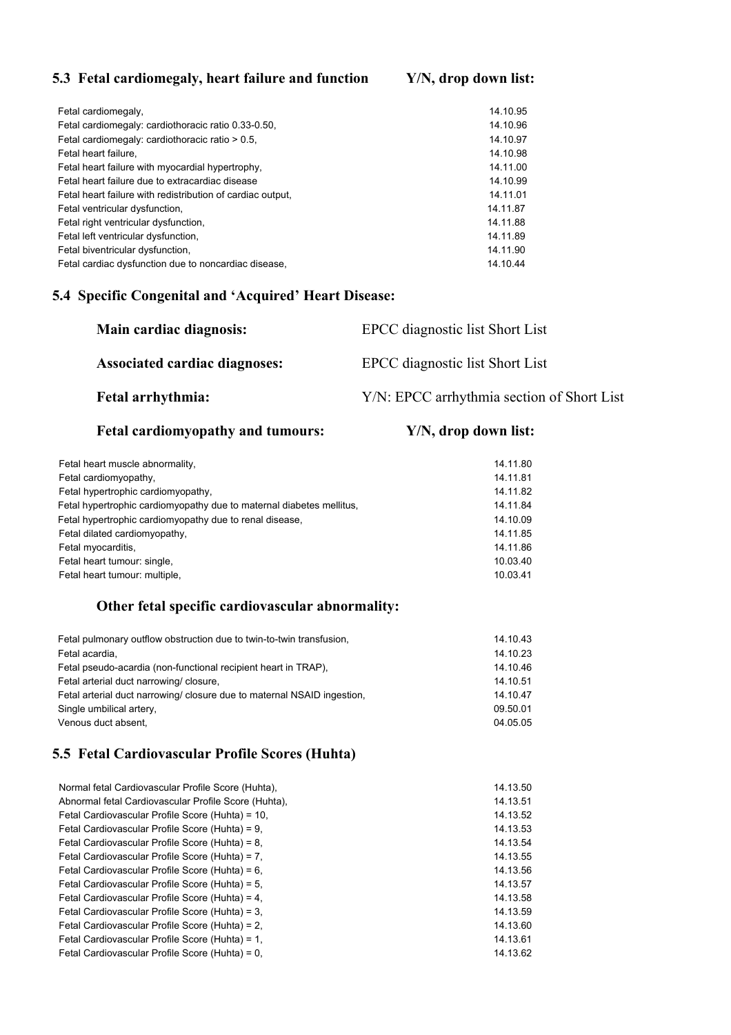## 5.3 Fetal cardiomegaly, heart failure and function Y/N, drop down list:

| | |
|---|---|
| Fetal cardiomegaly, | 14.10.95 |
| Fetal cardiomegaly: cardiothoracic ratio 0.33-0.50, | 14.10.96 |
| Fetal cardiomegaly: cardiothoracic ratio > 0.5, | 14.10.97 |
| Fetal heart failure, | 14.10.98 |
| Fetal heart failure with myocardial hypertrophy, | 14.11.00 |
| Fetal heart failure due to extracardiac disease | 14.10.99 |
| Fetal heart failure with redistribution of cardiac output, | 14.11.01 |
| Fetal ventricular dysfunction, | 14.11.87 |
| Fetal right ventricular dysfunction, | 14.11.88 |
| Fetal left ventricular dysfunction, | 14.11.89 |
| Fetal biventricular dysfunction, | 14.11.90 |
| Fetal cardiac dysfunction due to noncardiac disease, | 14.10.44 |

## 5.4 Specific Congenital and 'Acquired' Heart Disease:

**Main cardiac diagnosis:** EPCC diagnostic list Short List

**Associated cardiac diagnoses:** EPCC diagnostic list Short List

**Fetal arrhythmia:** Y/N: EPCC arrhythmia section of Short List

### Fetal cardiomyopathy and tumours: Y/N, drop down list:

| | |
|---|---|
| Fetal heart muscle abnormality, | 14.11.80 |
| Fetal cardiomyopathy, | 14.11.81 |
| Fetal hypertrophic cardiomyopathy, | 14.11.82 |
| Fetal hypertrophic cardiomyopathy due to maternal diabetes mellitus, | 14.11.84 |
| Fetal hypertrophic cardiomyopathy due to renal disease, | 14.10.09 |
| Fetal dilated cardiomyopathy, | 14.11.85 |
| Fetal myocarditis, | 14.11.86 |
| Fetal heart tumour: single, | 10.03.40 |
| Fetal heart tumour: multiple, | 10.03.41 |

### Other fetal specific cardiovascular abnormality:

| | |
|---|---|
| Fetal pulmonary outflow obstruction due to twin-to-twin transfusion, | 14.10.43 |
| Fetal acardia, | 14.10.23 |
| Fetal pseudo-acardia (non-functional recipient heart in TRAP), | 14.10.46 |
| Fetal arterial duct narrowing/ closure, | 14.10.51 |
| Fetal arterial duct narrowing/ closure due to maternal NSAID ingestion, | 14.10.47 |
| Single umbilical artery, | 09.50.01 |
| Venous duct absent, | 04.05.05 |

## 5.5 Fetal Cardiovascular Profile Scores (Huhta)

| | |
|---|---|
| Normal fetal Cardiovascular Profile Score (Huhta), | 14.13.50 |
| Abnormal fetal Cardiovascular Profile Score (Huhta), | 14.13.51 |
| Fetal Cardiovascular Profile Score (Huhta) = 10, | 14.13.52 |
| Fetal Cardiovascular Profile Score (Huhta) = 9, | 14.13.53 |
| Fetal Cardiovascular Profile Score (Huhta) = 8, | 14.13.54 |
| Fetal Cardiovascular Profile Score (Huhta) = 7, | 14.13.55 |
| Fetal Cardiovascular Profile Score (Huhta) = 6, | 14.13.56 |
| Fetal Cardiovascular Profile Score (Huhta) = 5, | 14.13.57 |
| Fetal Cardiovascular Profile Score (Huhta) = 4, | 14.13.58 |
| Fetal Cardiovascular Profile Score (Huhta) = 3, | 14.13.59 |
| Fetal Cardiovascular Profile Score (Huhta) = 2, | 14.13.60 |
| Fetal Cardiovascular Profile Score (Huhta) = 1, | 14.13.61 |
| Fetal Cardiovascular Profile Score (Huhta) = 0, | 14.13.62 |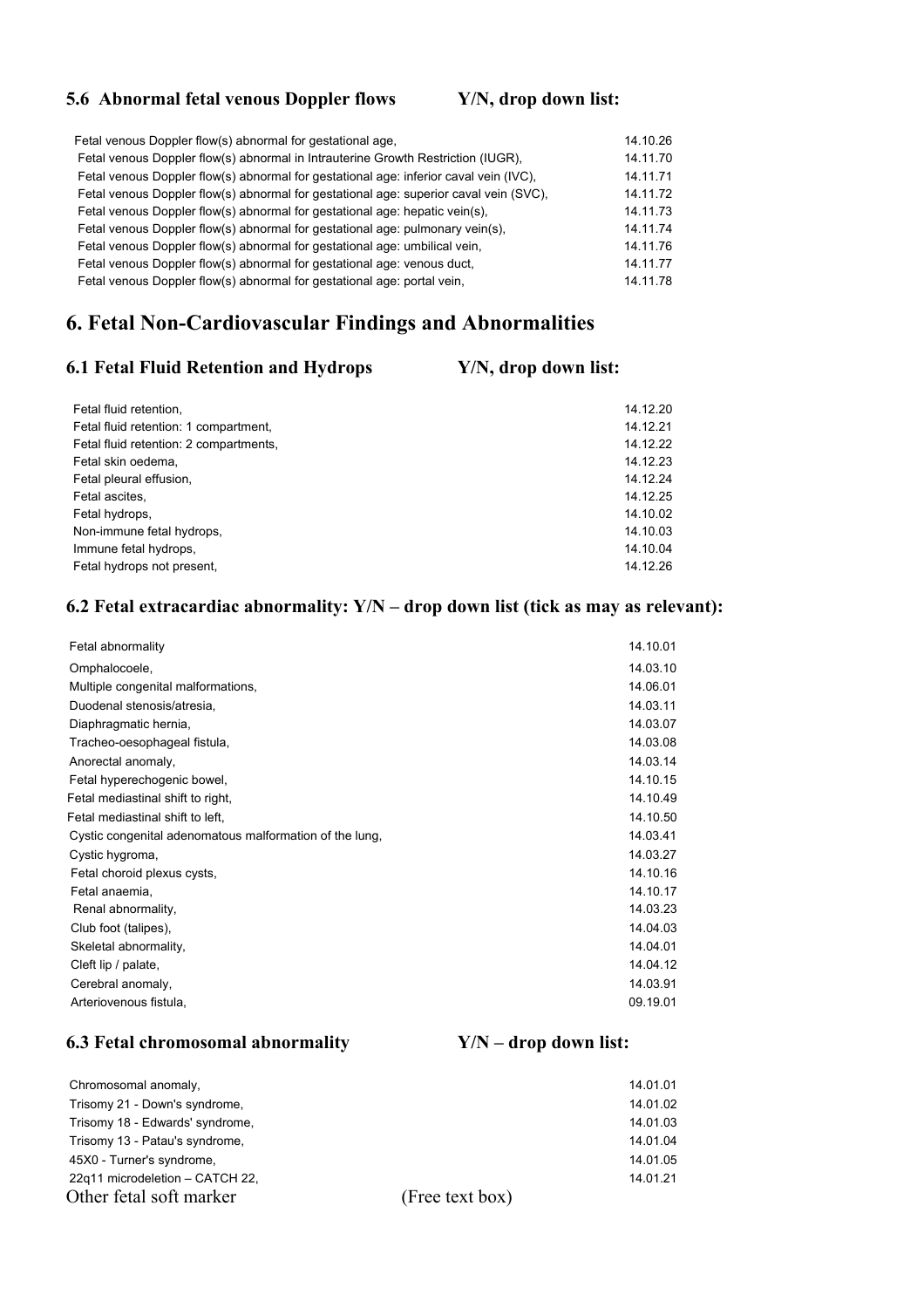### 5.6 Abnormal fetal venous Doppler flows Y/N, drop down list:

| | |
|---|---|
| Fetal venous Doppler flow(s) abnormal for gestational age, | 14.10.26 |
| Fetal venous Doppler flow(s) abnormal in Intrauterine Growth Restriction (IUGR), | 14.11.70 |
| Fetal venous Doppler flow(s) abnormal for gestational age: inferior caval vein (IVC), | 14.11.71 |
| Fetal venous Doppler flow(s) abnormal for gestational age: superior caval vein (SVC), | 14.11.72 |
| Fetal venous Doppler flow(s) abnormal for gestational age: hepatic vein(s), | 14.11.73 |
| Fetal venous Doppler flow(s) abnormal for gestational age: pulmonary vein(s), | 14.11.74 |
| Fetal venous Doppler flow(s) abnormal for gestational age: umbilical vein, | 14.11.76 |
| Fetal venous Doppler flow(s) abnormal for gestational age: venous duct, | 14.11.77 |
| Fetal venous Doppler flow(s) abnormal for gestational age: portal vein, | 14.11.78 |

## 6. Fetal Non-Cardiovascular Findings and Abnormalities

### 6.1 Fetal Fluid Retention and Hydrops Y/N, drop down list:

| | |
|---|---|
| Fetal fluid retention, | 14.12.20 |
| Fetal fluid retention: 1 compartment, | 14.12.21 |
| Fetal fluid retention: 2 compartments, | 14.12.22 |
| Fetal skin oedema, | 14.12.23 |
| Fetal pleural effusion, | 14.12.24 |
| Fetal ascites, | 14.12.25 |
| Fetal hydrops, | 14.10.02 |
| Non-immune fetal hydrops, | 14.10.03 |
| Immune fetal hydrops, | 14.10.04 |
| Fetal hydrops not present, | 14.12.26 |

### 6.2 Fetal extracardiac abnormality: Y/N – drop down list (tick as may as relevant):

| | |
|---|---|
| Fetal abnormality | 14.10.01 |
| Omphalocoele, | 14.03.10 |
| Multiple congenital malformations, | 14.06.01 |
| Duodenal stenosis/atresia, | 14.03.11 |
| Diaphragmatic hernia, | 14.03.07 |
| Tracheo-oesophageal fistula, | 14.03.08 |
| Anorectal anomaly, | 14.03.14 |
| Fetal hyperechogenic bowel, | 14.10.15 |
| Fetal mediastinal shift to right, | 14.10.49 |
| Fetal mediastinal shift to left, | 14.10.50 |
| Cystic congenital adenomatous malformation of the lung, | 14.03.41 |
| Cystic hygroma, | 14.03.27 |
| Fetal choroid plexus cysts, | 14.10.16 |
| Fetal anaemia, | 14.10.17 |
| Renal abnormality, | 14.03.23 |
| Club foot (talipes), | 14.04.03 |
| Skeletal abnormality, | 14.04.01 |
| Cleft lip / palate, | 14.04.12 |
| Cerebral anomaly, | 14.03.91 |
| Arteriovenous fistula, | 09.19.01 |

### 6.3 Fetal chromosomal abnormality Y/N – drop down list:

| | |
|---|---|
| Chromosomal anomaly, | 14.01.01 |
| Trisomy 21 - Down's syndrome, | 14.01.02 |
| Trisomy 18 - Edwards' syndrome, | 14.01.03 |
| Trisomy 13 - Patau's syndrome, | 14.01.04 |
| 45X0 - Turner's syndrome, | 14.01.05 |
| 22q11 microdeletion – CATCH 22, | 14.01.21 |

Other fetal soft marker (Free text box)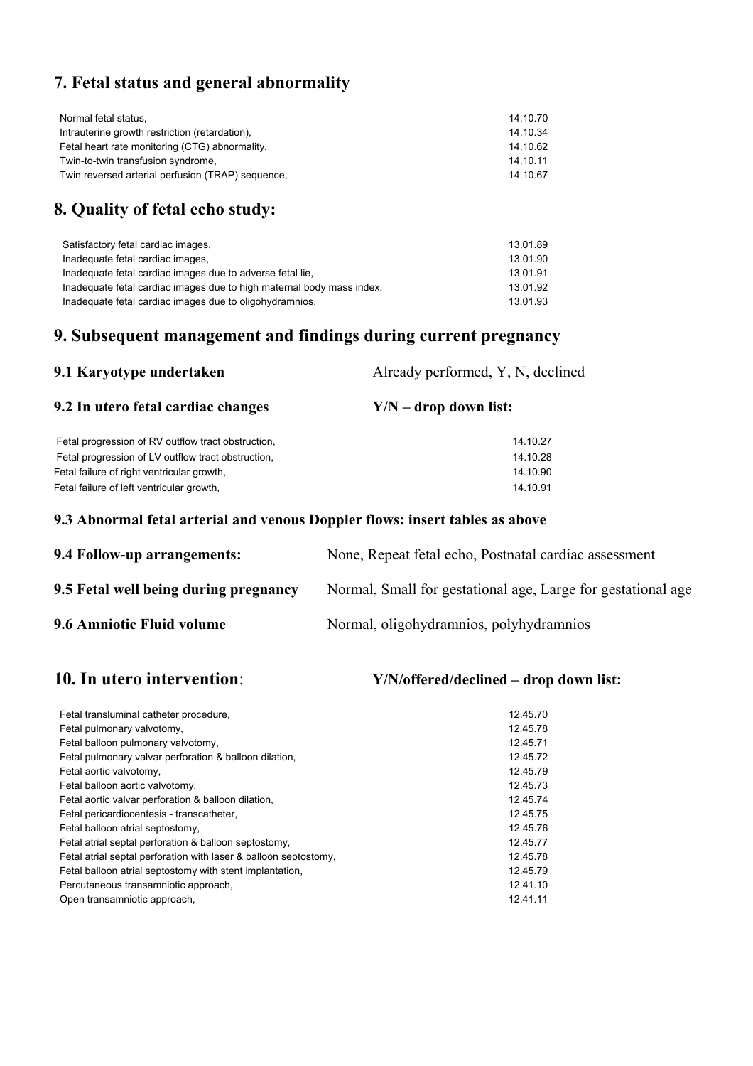## 7. Fetal status and general abnormality

| | |
|---|---|
| Normal fetal status, | 14.10.70 |
| Intrauterine growth restriction (retardation), | 14.10.34 |
| Fetal heart rate monitoring (CTG) abnormality, | 14.10.62 |
| Twin-to-twin transfusion syndrome, | 14.10.11 |
| Twin reversed arterial perfusion (TRAP) sequence, | 14.10.67 |

## 8. Quality of fetal echo study:

| | |
|---|---|
| Satisfactory fetal cardiac images, | 13.01.89 |
| Inadequate fetal cardiac images, | 13.01.90 |
| Inadequate fetal cardiac images due to adverse fetal lie, | 13.01.91 |
| Inadequate fetal cardiac images due to high maternal body mass index, | 13.01.92 |
| Inadequate fetal cardiac images due to oligohydramnios, | 13.01.93 |

## 9. Subsequent management and findings during current pregnancy

**9.1 Karyotype undertaken** Already performed, Y, N, declined

**9.2 In utero fetal cardiac changes** **Y/N – drop down list:**

| | |
|---|---|
| Fetal progression of RV outflow tract obstruction, | 14.10.27 |
| Fetal progression of LV outflow tract obstruction, | 14.10.28 |
| Fetal failure of right ventricular growth, | 14.10.90 |
| Fetal failure of left ventricular growth, | 14.10.91 |

**9.3 Abnormal fetal arterial and venous Doppler flows: insert tables as above**

**9.4 Follow-up arrangements:** None, Repeat fetal echo, Postnatal cardiac assessment

**9.5 Fetal well being during pregnancy** Normal, Small for gestational age, Large for gestational age

**9.6 Amniotic Fluid volume** Normal, oligohydramnios, polyhydramnios

## 10. In utero intervention: **Y/N/offered/declined – drop down list:**

| | |
|---|---|
| Fetal transluminal catheter procedure, | 12.45.70 |
| Fetal pulmonary valvotomy, | 12.45.78 |
| Fetal balloon pulmonary valvotomy, | 12.45.71 |
| Fetal pulmonary valvar perforation & balloon dilation, | 12.45.72 |
| Fetal aortic valvotomy, | 12.45.79 |
| Fetal balloon aortic valvotomy, | 12.45.73 |
| Fetal aortic valvar perforation & balloon dilation, | 12.45.74 |
| Fetal pericardiocentesis - transcatheter, | 12.45.75 |
| Fetal balloon atrial septostomy, | 12.45.76 |
| Fetal atrial septal perforation & balloon septostomy, | 12.45.77 |
| Fetal atrial septal perforation with laser & balloon septostomy, | 12.45.78 |
| Fetal balloon atrial septostomy with stent implantation, | 12.45.79 |
| Percutaneous transamniotic approach, | 12.41.10 |
| Open transamniotic approach, | 12.41.11 |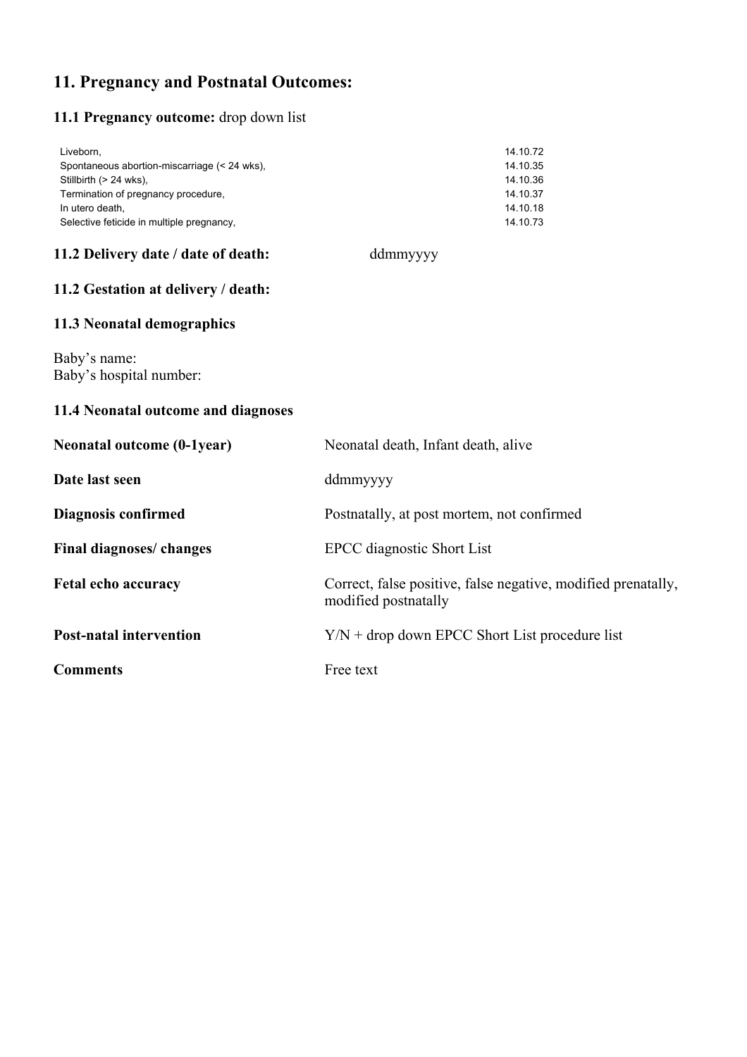## 11. Pregnancy and Postnatal Outcomes:

### 11.1 Pregnancy outcome: drop down list

| | |
|---|---|
| Liveborn, | 14.10.72 |
| Spontaneous abortion-miscarriage (< 24 wks), | 14.10.35 |
| Stillbirth (> 24 wks), | 14.10.36 |
| Termination of pregnancy procedure, | 14.10.37 |
| In utero death, | 14.10.18 |
| Selective feticide in multiple pregnancy, | 14.10.73 |

### 11.2 Delivery date / date of death: ddmmyyyy

### 11.2 Gestation at delivery / death:

### 11.3 Neonatal demographics

Baby's name:
Baby's hospital number:

### 11.4 Neonatal outcome and diagnoses

| | |
|---|---|
| **Neonatal outcome (0-1year)** | Neonatal death, Infant death, alive |
| **Date last seen** | ddmmyyyy |
| **Diagnosis confirmed** | Postnatally, at post mortem, not confirmed |
| **Final diagnoses/ changes** | EPCC diagnostic Short List |
| **Fetal echo accuracy** | Correct, false positive, false negative, modified prenatally, modified postnatally |
| **Post-natal intervention** | Y/N + drop down EPCC Short List procedure list |
| **Comments** | Free text |